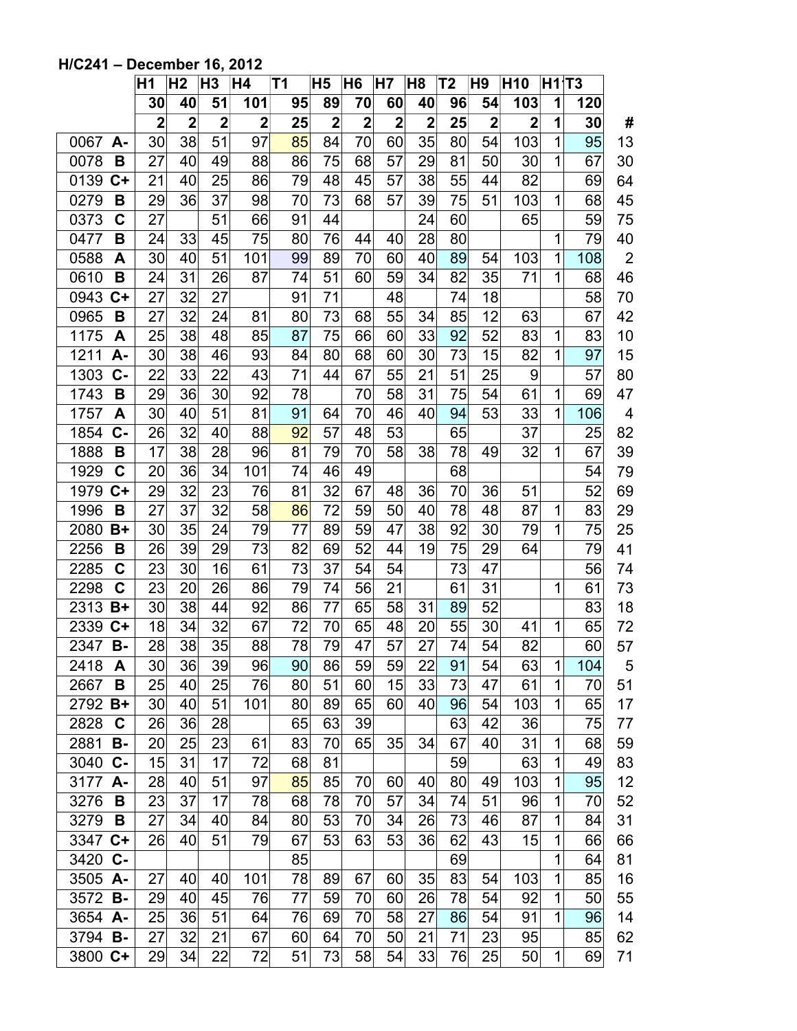**H/C241 – December 16, 2012**

| | H1 | H2 | H3 | H4 | T1 | H5 | H6 | H7 | H8 | T2 | H9 | H10 | H1 | T3 | |
|---|---|---|---|---|---|---|---|---|---|---|---|---|---|---|---|
| | 30 | 40 | 51 | 101 | 95 | 89 | 70 | 60 | 40 | 96 | 54 | 103 | 1 | 120 | |
| | 2 | 2 | 2 | 2 | 25 | 2 | 2 | 2 | 2 | 25 | 2 | 2 | 1 | 30 | # |
| 0067 A- | 30 | 38 | 51 | 97 | 85 | 84 | 70 | 60 | 35 | 80 | 54 | 103 | 1 | 95 | 13 |
| 0078 B | 27 | 40 | 49 | 88 | 86 | 75 | 68 | 57 | 29 | 81 | 50 | 30 | 1 | 67 | 30 |
| 0139 C+ | 21 | 40 | 25 | 86 | 79 | 48 | 45 | 57 | 38 | 55 | 44 | 82 | | 69 | 64 |
| 0279 B | 29 | 36 | 37 | 98 | 70 | 73 | 68 | 57 | 39 | 75 | 51 | 103 | 1 | 68 | 45 |
| 0373 C | 27 | | 51 | 66 | 91 | 44 | | | 24 | 60 | | 65 | | 59 | 75 |
| 0477 B | 24 | 33 | 45 | 75 | 80 | 76 | 44 | 40 | 28 | 80 | | | 1 | 79 | 40 |
| 0588 A | 30 | 40 | 51 | 101 | 99 | 89 | 70 | 60 | 40 | 89 | 54 | 103 | 1 | 108 | 2 |
| 0610 B | 24 | 31 | 26 | 87 | 74 | 51 | 60 | 59 | 34 | 82 | 35 | 71 | 1 | 68 | 46 |
| 0943 C+ | 27 | 32 | 27 | | 91 | 71 | | 48 | | 74 | 18 | | | 58 | 70 |
| 0965 B | 27 | 32 | 24 | 81 | 80 | 73 | 68 | 55 | 34 | 85 | 12 | 63 | | 67 | 42 |
| 1175 A | 25 | 38 | 48 | 85 | 87 | 75 | 66 | 60 | 33 | 92 | 52 | 83 | 1 | 83 | 10 |
| 1211 A- | 30 | 38 | 46 | 93 | 84 | 80 | 68 | 60 | 30 | 73 | 15 | 82 | 1 | 97 | 15 |
| 1303 C- | 22 | 33 | 22 | 43 | 71 | 44 | 67 | 55 | 21 | 51 | 25 | 9 | | 57 | 80 |
| 1743 B | 29 | 36 | 30 | 92 | 78 | | 70 | 58 | 31 | 75 | 54 | 61 | 1 | 69 | 47 |
| 1757 A | 30 | 40 | 51 | 81 | 91 | 64 | 70 | 46 | 40 | 94 | 53 | 33 | 1 | 106 | 4 |
| 1854 C- | 26 | 32 | 40 | 88 | 92 | 57 | 48 | 53 | | 65 | | 37 | | 25 | 82 |
| 1888 B | 17 | 38 | 28 | 96 | 81 | 79 | 70 | 58 | 38 | 78 | 49 | 32 | 1 | 67 | 39 |
| 1929 C | 20 | 36 | 34 | 101 | 74 | 46 | 49 | | | 68 | | | | 54 | 79 |
| 1979 C+ | 29 | 32 | 23 | 76 | 81 | 32 | 67 | 48 | 36 | 70 | 36 | 51 | | 52 | 69 |
| 1996 B | 27 | 37 | 32 | 58 | 86 | 72 | 59 | 50 | 40 | 78 | 48 | 87 | 1 | 83 | 29 |
| 2080 B+ | 30 | 35 | 24 | 79 | 77 | 89 | 59 | 47 | 38 | 92 | 30 | 79 | 1 | 75 | 25 |
| 2256 B | 26 | 39 | 29 | 73 | 82 | 69 | 52 | 44 | 19 | 75 | 29 | 64 | | 79 | 41 |
| 2285 C | 23 | 30 | 16 | 61 | 73 | 37 | 54 | 54 | | 73 | 47 | | | 56 | 74 |
| 2298 C | 23 | 20 | 26 | 86 | 79 | 74 | 56 | 21 | | 61 | 31 | | 1 | 61 | 73 |
| 2313 B+ | 30 | 38 | 44 | 92 | 86 | 77 | 65 | 58 | 31 | 89 | 52 | | | 83 | 18 |
| 2339 C+ | 18 | 34 | 32 | 67 | 72 | 70 | 65 | 48 | 20 | 55 | 30 | 41 | 1 | 65 | 72 |
| 2347 B- | 28 | 38 | 35 | 88 | 78 | 79 | 47 | 57 | 27 | 74 | 54 | 82 | | 60 | 57 |
| 2418 A | 30 | 36 | 39 | 96 | 90 | 86 | 59 | 59 | 22 | 91 | 54 | 63 | 1 | 104 | 5 |
| 2667 B | 25 | 40 | 25 | 76 | 80 | 51 | 60 | 15 | 33 | 73 | 47 | 61 | 1 | 70 | 51 |
| 2792 B+ | 30 | 40 | 51 | 101 | 80 | 89 | 65 | 60 | 40 | 96 | 54 | 103 | 1 | 65 | 17 |
| 2828 C | 26 | 36 | 28 | | 65 | 63 | 39 | | | 63 | 42 | 36 | | 75 | 77 |
| 2881 B- | 20 | 25 | 23 | 61 | 83 | 70 | 65 | 35 | 34 | 67 | 40 | 31 | 1 | 68 | 59 |
| 3040 C- | 15 | 31 | 17 | 72 | 68 | 81 | | | | 59 | | 63 | 1 | 49 | 83 |
| 3177 A- | 28 | 40 | 51 | 97 | 85 | 85 | 70 | 60 | 40 | 80 | 49 | 103 | 1 | 95 | 12 |
| 3276 B | 23 | 37 | 17 | 78 | 68 | 78 | 70 | 57 | 34 | 74 | 51 | 96 | 1 | 70 | 52 |
| 3279 B | 27 | 34 | 40 | 84 | 80 | 53 | 70 | 34 | 26 | 73 | 46 | 87 | 1 | 84 | 31 |
| 3347 C+ | 26 | 40 | 51 | 79 | 67 | 53 | 63 | 53 | 36 | 62 | 43 | 15 | 1 | 66 | 66 |
| 3420 C- | | | | | 85 | | | | | 69 | | | 1 | 64 | 81 |
| 3505 A- | 27 | 40 | 40 | 101 | 78 | 89 | 67 | 60 | 35 | 83 | 54 | 103 | 1 | 85 | 16 |
| 3572 B- | 29 | 40 | 45 | 76 | 77 | 59 | 70 | 60 | 26 | 78 | 54 | 92 | 1 | 50 | 55 |
| 3654 A- | 25 | 36 | 51 | 64 | 76 | 69 | 70 | 58 | 27 | 86 | 54 | 91 | 1 | 96 | 14 |
| 3794 B- | 27 | 32 | 21 | 67 | 60 | 64 | 70 | 50 | 21 | 71 | 23 | 95 | | 85 | 62 |
| 3800 C+ | 29 | 34 | 22 | 72 | 51 | 73 | 58 | 54 | 33 | 76 | 25 | 50 | 1 | 69 | 71 |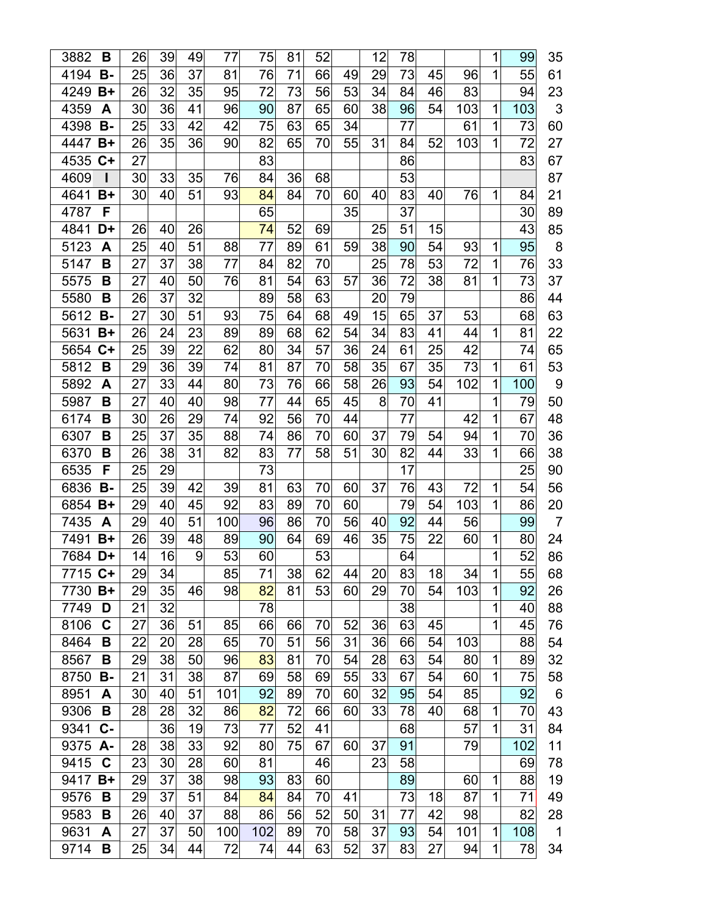| | | | | | | | | | | | | | | | | |
|---|---|---|---|---|---|---|---|---|---|---|---|---|---|---|---|---|
| 3882 | B | 26 | 39 | 49 | 77 | 75 | 81 | 52 | | 12 | 78 | | | 1 | 99 | 35 |
| 4194 | B- | 25 | 36 | 37 | 81 | 76 | 71 | 66 | 49 | 29 | 73 | 45 | 96 | 1 | 55 | 61 |
| 4249 | B+ | 26 | 32 | 35 | 95 | 72 | 73 | 56 | 53 | 34 | 84 | 46 | 83 | | 94 | 23 |
| 4359 | A | 30 | 36 | 41 | 96 | 90 | 87 | 65 | 60 | 38 | 96 | 54 | 103 | 1 | 103 | 3 |
| 4398 | B- | 25 | 33 | 42 | 42 | 75 | 63 | 65 | 34 | | 77 | | 61 | 1 | 73 | 60 |
| 4447 | B+ | 26 | 35 | 36 | 90 | 82 | 65 | 70 | 55 | 31 | 84 | 52 | 103 | 1 | 72 | 27 |
| 4535 | C+ | 27 | | | | 83 | | | | | 86 | | | | 83 | 67 |
| 4609 | I | 30 | 33 | 35 | 76 | 84 | 36 | 68 | | | 53 | | | | | 87 |
| 4641 | B+ | 30 | 40 | 51 | 93 | 84 | 84 | 70 | 60 | 40 | 83 | 40 | 76 | 1 | 84 | 21 |
| 4787 | F | | | | | 65 | | | 35 | | 37 | | | | 30 | 89 |
| 4841 | D+ | 26 | 40 | 26 | | 74 | 52 | 69 | | 25 | 51 | 15 | | | 43 | 85 |
| 5123 | A | 25 | 40 | 51 | 88 | 77 | 89 | 61 | 59 | 38 | 90 | 54 | 93 | 1 | 95 | 8 |
| 5147 | B | 27 | 37 | 38 | 77 | 84 | 82 | 70 | | 25 | 78 | 53 | 72 | 1 | 76 | 33 |
| 5575 | B | 27 | 40 | 50 | 76 | 81 | 54 | 63 | 57 | 36 | 72 | 38 | 81 | 1 | 73 | 37 |
| 5580 | B | 26 | 37 | 32 | | 89 | 58 | 63 | | 20 | 79 | | | | 86 | 44 |
| 5612 | B- | 27 | 30 | 51 | 93 | 75 | 64 | 68 | 49 | 15 | 65 | 37 | 53 | | 68 | 63 |
| 5631 | B+ | 26 | 24 | 23 | 89 | 89 | 68 | 62 | 54 | 34 | 83 | 41 | 44 | 1 | 81 | 22 |
| 5654 | C+ | 25 | 39 | 22 | 62 | 80 | 34 | 57 | 36 | 24 | 61 | 25 | 42 | | 74 | 65 |
| 5812 | B | 29 | 36 | 39 | 74 | 81 | 87 | 70 | 58 | 35 | 67 | 35 | 73 | 1 | 61 | 53 |
| 5892 | A | 27 | 33 | 44 | 80 | 73 | 76 | 66 | 58 | 26 | 93 | 54 | 102 | 1 | 100 | 9 |
| 5987 | B | 27 | 40 | 40 | 98 | 77 | 44 | 65 | 45 | 8 | 70 | 41 | | 1 | 79 | 50 |
| 6174 | B | 30 | 26 | 29 | 74 | 92 | 56 | 70 | 44 | | 77 | | 42 | 1 | 67 | 48 |
| 6307 | B | 25 | 37 | 35 | 88 | 74 | 86 | 70 | 60 | 37 | 79 | 54 | 94 | 1 | 70 | 36 |
| 6370 | B | 26 | 38 | 31 | 82 | 83 | 77 | 58 | 51 | 30 | 82 | 44 | 33 | 1 | 66 | 38 |
| 6535 | F | 25 | 29 | | | 73 | | | | | 17 | | | | 25 | 90 |
| 6836 | B- | 25 | 39 | 42 | 39 | 81 | 63 | 70 | 60 | 37 | 76 | 43 | 72 | 1 | 54 | 56 |
| 6854 | B+ | 29 | 40 | 45 | 92 | 83 | 89 | 70 | 60 | | 79 | 54 | 103 | 1 | 86 | 20 |
| 7435 | A | 29 | 40 | 51 | 100 | 96 | 86 | 70 | 56 | 40 | 92 | 44 | 56 | | 99 | 7 |
| 7491 | B+ | 26 | 39 | 48 | 89 | 90 | 64 | 69 | 46 | 35 | 75 | 22 | 60 | 1 | 80 | 24 |
| 7684 | D+ | 14 | 16 | 9 | 53 | 60 | | 53 | | | 64 | | | 1 | 52 | 86 |
| 7715 | C+ | 29 | 34 | | 85 | 71 | 38 | 62 | 44 | 20 | 83 | 18 | 34 | 1 | 55 | 68 |
| 7730 | B+ | 29 | 35 | 46 | 98 | 82 | 81 | 53 | 60 | 29 | 70 | 54 | 103 | 1 | 92 | 26 |
| 7749 | D | 21 | 32 | | | 78 | | | | | 38 | | | 1 | 40 | 88 |
| 8106 | C | 27 | 36 | 51 | 85 | 66 | 66 | 70 | 52 | 36 | 63 | 45 | | 1 | 45 | 76 |
| 8464 | B | 22 | 20 | 28 | 65 | 70 | 51 | 56 | 31 | 36 | 66 | 54 | 103 | | 88 | 54 |
| 8567 | B | 29 | 38 | 50 | 96 | 83 | 81 | 70 | 54 | 28 | 63 | 54 | 80 | 1 | 89 | 32 |
| 8750 | B- | 21 | 31 | 38 | 87 | 69 | 58 | 69 | 55 | 33 | 67 | 54 | 60 | 1 | 75 | 58 |
| 8951 | A | 30 | 40 | 51 | 101 | 92 | 89 | 70 | 60 | 32 | 95 | 54 | 85 | | 92 | 6 |
| 9306 | B | 28 | 28 | 32 | 86 | 82 | 72 | 66 | 60 | 33 | 78 | 40 | 68 | 1 | 70 | 43 |
| 9341 | C- | | 36 | 19 | 73 | 77 | 52 | 41 | | | 68 | | 57 | 1 | 31 | 84 |
| 9375 | A- | 28 | 38 | 33 | 92 | 80 | 75 | 67 | 60 | 37 | 91 | | 79 | | 102 | 11 |
| 9415 | C | 23 | 30 | 28 | 60 | 81 | | 46 | | 23 | 58 | | | | 69 | 78 |
| 9417 | B+ | 29 | 37 | 38 | 98 | 93 | 83 | 60 | | | 89 | | 60 | 1 | 88 | 19 |
| 9576 | B | 29 | 37 | 51 | 84 | 84 | 84 | 70 | 41 | | 73 | 18 | 87 | 1 | 71 | 49 |
| 9583 | B | 26 | 40 | 37 | 88 | 86 | 56 | 52 | 50 | 31 | 77 | 42 | 98 | | 82 | 28 |
| 9631 | A | 27 | 37 | 50 | 100 | 102 | 89 | 70 | 58 | 37 | 93 | 54 | 101 | 1 | 108 | 1 |
| 9714 | B | 25 | 34 | 44 | 72 | 74 | 44 | 63 | 52 | 37 | 83 | 27 | 94 | 1 | 78 | 34 |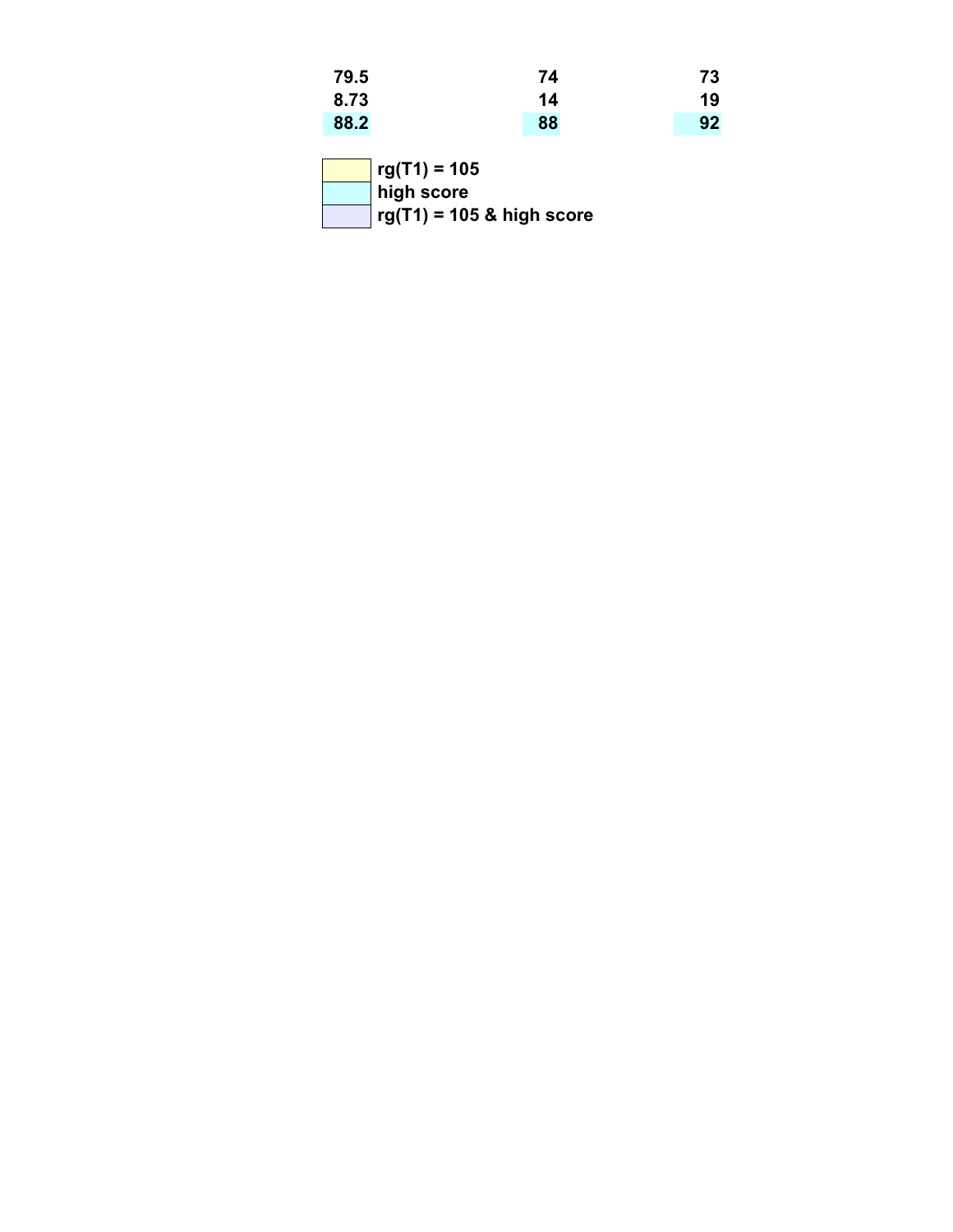| | | |
|---|---|---|
| 79.5 | 74 | 73 |
| 8.73 | 14 | 19 |
| 88.2 | 88 | 92 |

| | |
|---|---|
| | rg(T1) = 105 |
| | high score |
| | rg(T1) = 105 & high score |